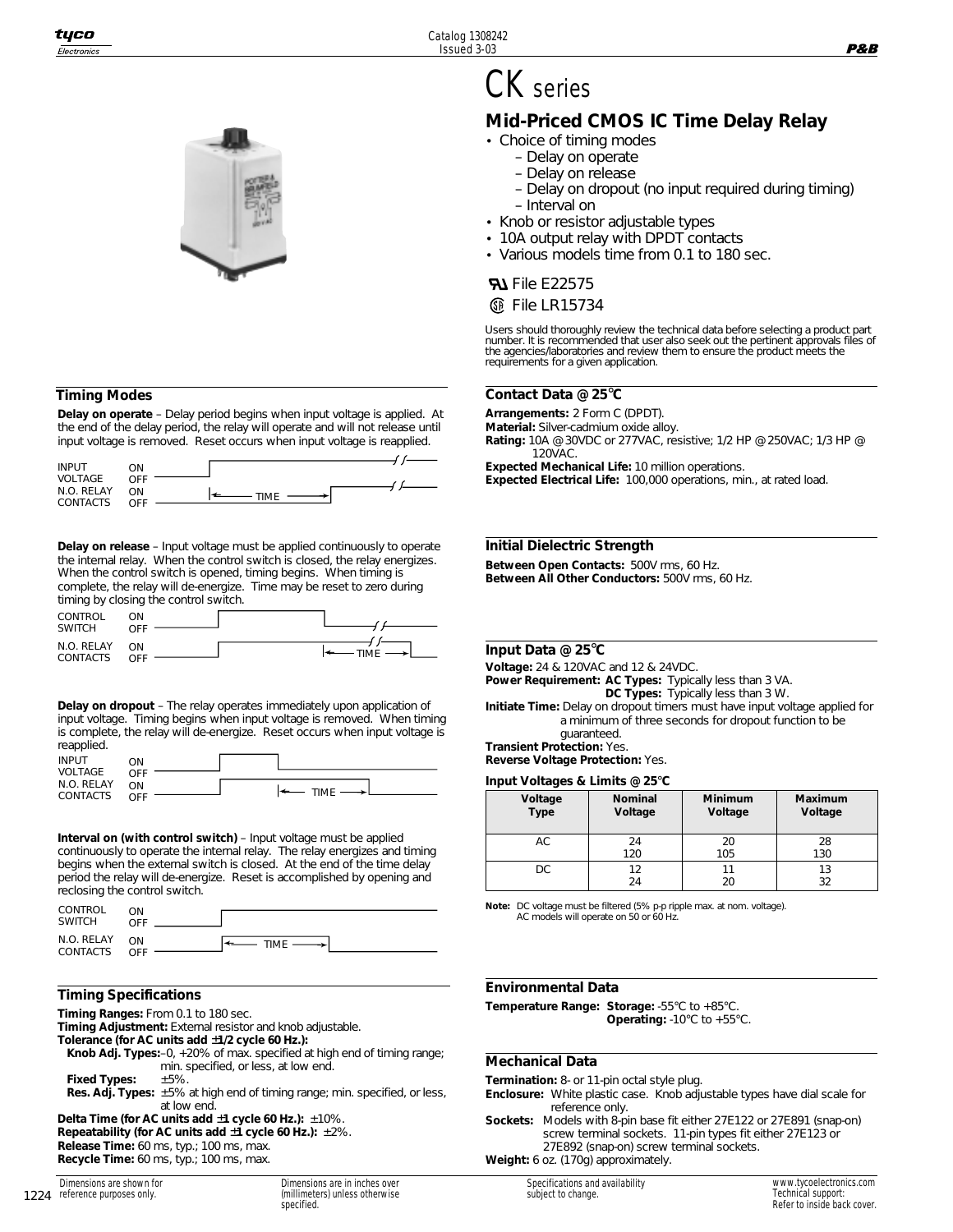# CK series

## Mid-Priced CMOS IC Time Delay Relay

- Choice of timing modes
  - Delay on operate
  - Delay on release
  - Delay on dropout (no input required during timing)
  - Interval on
- Knob or resistor adjustable types
- 10A output relay with DPDT contacts
- Various models time from 0.1 to 180 sec.

File E22575

File LR15734

Users should thoroughly review the technical data before selecting a product part number. It is recommended that user also seek out the pertinent approvals files of the agencies/laboratories and review them to ensure the product meets the requirements for a given application.

### Timing Modes

**Delay on operate** – Delay period begins when input voltage is applied. At the end of the delay period, the relay will operate and will not release until input voltage is removed. Reset occurs when input voltage is reapplied.

INPUT VOLTAGE ON/OFF; N.O. RELAY CONTACTS ON/OFF; TIME

**Delay on release** – Input voltage must be applied continuously to operate the internal relay. When the control switch is closed, the relay energizes. When the control switch is opened, timing begins. When timing is complete, the relay will de-energize. Time may be reset to zero during timing by closing the control switch.

CONTROL SWITCH ON/OFF; N.O. RELAY CONTACTS ON/OFF; TIME

**Delay on dropout** – The relay operates immediately upon application of input voltage. Timing begins when input voltage is removed. When timing is complete, the relay will de-energize. Reset occurs when input voltage is reapplied.

INPUT VOLTAGE ON/OFF; N.O. RELAY CONTACTS ON/OFF; TIME

**Interval on (with control switch)** – Input voltage must be applied continuously to operate the internal relay. The relay energizes and timing begins when the external switch is closed. At the end of the time delay period the relay will de-energize. Reset is accomplished by opening and reclosing the control switch.

CONTROL SWITCH ON/OFF; N.O. RELAY CONTACTS ON/OFF; TIME

### Timing Specifications

**Timing Ranges:** From 0.1 to 180 sec.
**Timing Adjustment:** External resistor and knob adjustable.
**Tolerance (for AC units add ±1/2 cycle 60 Hz.):**
**Knob Adj. Types:** –0, +20% of max. specified at high end of timing range; min. specified, or less, at low end.
**Fixed Types:** ±5%.
**Res. Adj. Types:** ±5% at high end of timing range; min. specified, or less, at low end.
**Delta Time (for AC units add ±1 cycle 60 Hz.):** ±10%.
**Repeatability (for AC units add ±1 cycle 60 Hz.):** ±2%.
**Release Time:** 60 ms, typ.; 100 ms, max.
**Recycle Time:** 60 ms, typ.; 100 ms, max.

### Contact Data @ 25°C

**Arrangements:** 2 Form C (DPDT).
**Material:** Silver-cadmium oxide alloy.
**Rating:** 10A @ 30VDC or 277VAC, resistive; 1/2 HP @ 250VAC; 1/3 HP @ 120VAC.
**Expected Mechanical Life:** 10 million operations.
**Expected Electrical Life:** 100,000 operations, min., at rated load.

### Initial Dielectric Strength

**Between Open Contacts:** 500V rms, 60 Hz.
**Between All Other Conductors:** 500V rms, 60 Hz.

### Input Data @ 25°C

**Voltage:** 24 & 120VAC and 12 & 24VDC.
**Power Requirement: AC Types:** Typically less than 3 VA.
**DC Types:** Typically less than 3 W.
**Initiate Time:** Delay on dropout timers must have input voltage applied for a minimum of three seconds for dropout function to be guaranteed.
**Transient Protection:** Yes.
**Reverse Voltage Protection:** Yes.

**Input Voltages & Limits @ 25°C**

| Voltage Type | Nominal Voltage | Minimum Voltage | Maximum Voltage |
|---|---|---|---|
| AC | 24<br>120 | 20<br>105 | 28<br>130 |
| DC | 12<br>24 | 11<br>20 | 13<br>32 |

**Note:** DC voltage must be filtered (5% p-p ripple max. at nom. voltage). AC models will operate on 50 or 60 Hz.

### Environmental Data

**Temperature Range: Storage:** -55°C to +85°C.
**Operating:** -10°C to +55°C.

### Mechanical Data

**Termination:** 8- or 11-pin octal style plug.
**Enclosure:** White plastic case. Knob adjustable types have dial scale for reference only.
**Sockets:** Models with 8-pin base fit either 27E122 or 27E891 (snap-on) screw terminal sockets. 11-pin types fit either 27E123 or 27E892 (snap-on) screw terminal sockets.
**Weight:** 6 oz. (170g) approximately.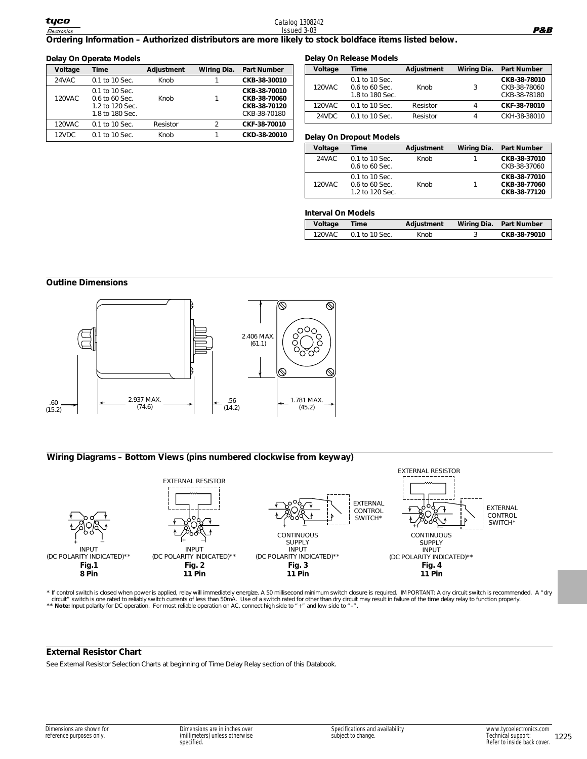## Ordering Information – Authorized distributors are more likely to stock boldface items listed below.

### Delay On Operate Models

| Voltage | Time | Adjustment | Wiring Dia. | Part Number |
|---|---|---|---|---|
| 24VAC | 0.1 to 10 Sec. | Knob | 1 | **CKB-38-30010** |
| 120VAC | 0.1 to 10 Sec.<br>0.6 to 60 Sec.<br>1.2 to 120 Sec.<br>1.8 to 180 Sec. | Knob | 1 | **CKB-38-70010**<br>**CKB-38-70060**<br>**CKB-38-70120**<br>CKB-38-70180 |
| 120VAC | 0.1 to 10 Sec. | Resistor | 2 | **CKF-38-70010** |
| 12VDC | 0.1 to 10 Sec. | Knob | 1 | **CKD-38-20010** |

### Delay On Release Models

| Voltage | Time | Adjustment | Wiring Dia. | Part Number |
|---|---|---|---|---|
| 120VAC | 0.1 to 10 Sec.<br>0.6 to 60 Sec.<br>1.8 to 180 Sec. | Knob | 3 | **CKB-38-78010**<br>CKB-38-78060<br>CKB-38-78180 |
| 120VAC | 0.1 to 10 Sec. | Resistor | 4 | **CKF-38-78010** |
| 24VDC | 0.1 to 10 Sec. | Resistor | 4 | CKH-38-38010 |

### Delay On Dropout Models

| Voltage | Time | Adjustment | Wiring Dia. | Part Number |
|---|---|---|---|---|
| 24VAC | 0.1 to 10 Sec.<br>0.6 to 60 Sec. | Knob | 1 | **CKB-38-37010**<br>CKB-38-37060 |
| 120VAC | 0.1 to 10 Sec.<br>0.6 to 60 Sec.<br>1.2 to 120 Sec. | Knob | 1 | **CKB-38-77010**<br>**CKB-38-77060**<br>**CKB-38-77120** |

### Interval On Models

| Voltage | Time | Adjustment | Wiring Dia. | Part Number |
|---|---|---|---|---|
| 120VAC | 0.1 to 10 Sec. | Knob | 3 | **CKB-38-79010** |

## Outline Dimensions

.60 (15.2)
2.937 MAX. (74.6)
.56 (14.2)
2.406 MAX. (61.1)
1.781 MAX. (45.2)

## Wiring Diagrams – Bottom Views (pins numbered clockwise from keyway)

INPUT (DC POLARITY INDICATED)**
**Fig.1**
**8 Pin**

EXTERNAL RESISTOR
INPUT (DC POLARITY INDICATED)**
**Fig. 2**
**11 Pin**

EXTERNAL CONTROL SWITCH*
CONTINUOUS SUPPLY INPUT (DC POLARITY INDICATED)**
**Fig. 3**
**11 Pin**

EXTERNAL RESISTOR
EXTERNAL CONTROL SWITCH*
CONTINUOUS SUPPLY INPUT (DC POLARITY INDICATED)**
**Fig. 4**
**11 Pin**

* If control switch is closed when power is applied, relay will immediately energize. A 50 millisecond minimum switch closure is required. IMPORTANT: A dry circuit switch is recommended. A "dry circuit" switch is one rated to reliably switch currents of less than 50mA. Use of a switch rated for other than dry circuit may result in failure of the time delay relay to function properly.
** **Note:** Input polarity for DC operation. For most reliable operation on AC, connect high side to "+" and low side to "–".

## External Resistor Chart

See External Resistor Selection Charts at beginning of Time Delay Relay section of this Databook.

Dimensions are shown for reference purposes only.

Dimensions are in inches over (millimeters) unless otherwise specified.

Specifications and availability subject to change.